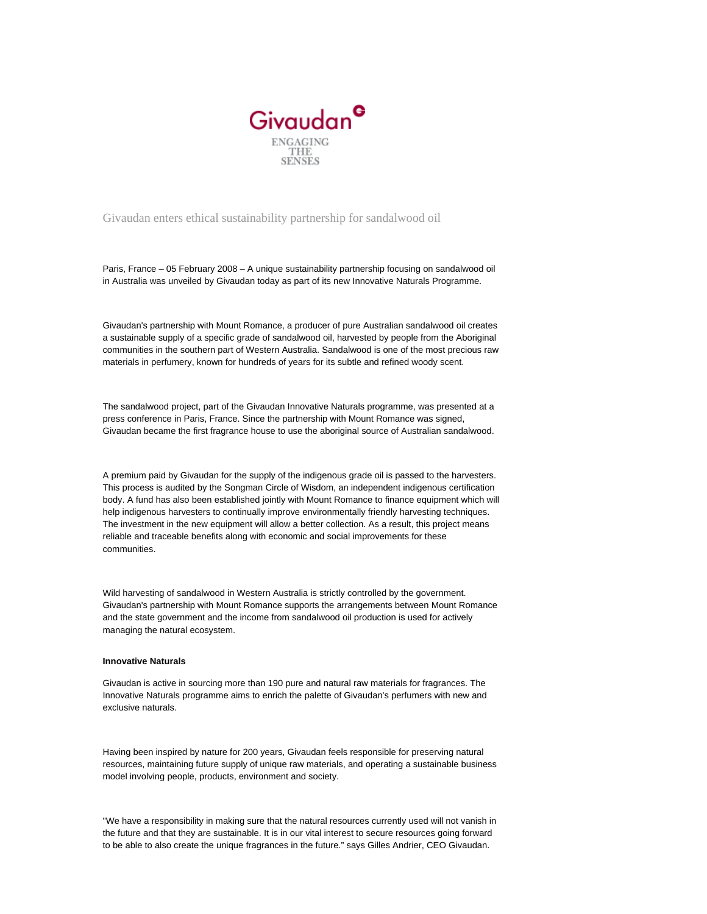Givaudan

ENGAGING THE SENSES

# Givaudan enters ethical sustainability partnership for sandalwood oil

Paris, France – 05 February 2008 – A unique sustainability partnership focusing on sandalwood oil in Australia was unveiled by Givaudan today as part of its new Innovative Naturals Programme.

Givaudan's partnership with Mount Romance, a producer of pure Australian sandalwood oil creates a sustainable supply of a specific grade of sandalwood oil, harvested by people from the Aboriginal communities in the southern part of Western Australia. Sandalwood is one of the most precious raw materials in perfumery, known for hundreds of years for its subtle and refined woody scent.

The sandalwood project, part of the Givaudan Innovative Naturals programme, was presented at a press conference in Paris, France. Since the partnership with Mount Romance was signed, Givaudan became the first fragrance house to use the aboriginal source of Australian sandalwood.

A premium paid by Givaudan for the supply of the indigenous grade oil is passed to the harvesters. This process is audited by the Songman Circle of Wisdom, an independent indigenous certification body. A fund has also been established jointly with Mount Romance to finance equipment which will help indigenous harvesters to continually improve environmentally friendly harvesting techniques. The investment in the new equipment will allow a better collection. As a result, this project means reliable and traceable benefits along with economic and social improvements for these communities.

Wild harvesting of sandalwood in Western Australia is strictly controlled by the government. Givaudan's partnership with Mount Romance supports the arrangements between Mount Romance and the state government and the income from sandalwood oil production is used for actively managing the natural ecosystem.

**Innovative Naturals**

Givaudan is active in sourcing more than 190 pure and natural raw materials for fragrances. The Innovative Naturals programme aims to enrich the palette of Givaudan's perfumers with new and exclusive naturals.

Having been inspired by nature for 200 years, Givaudan feels responsible for preserving natural resources, maintaining future supply of unique raw materials, and operating a sustainable business model involving people, products, environment and society.

"We have a responsibility in making sure that the natural resources currently used will not vanish in the future and that they are sustainable. It is in our vital interest to secure resources going forward to be able to also create the unique fragrances in the future." says Gilles Andrier, CEO Givaudan.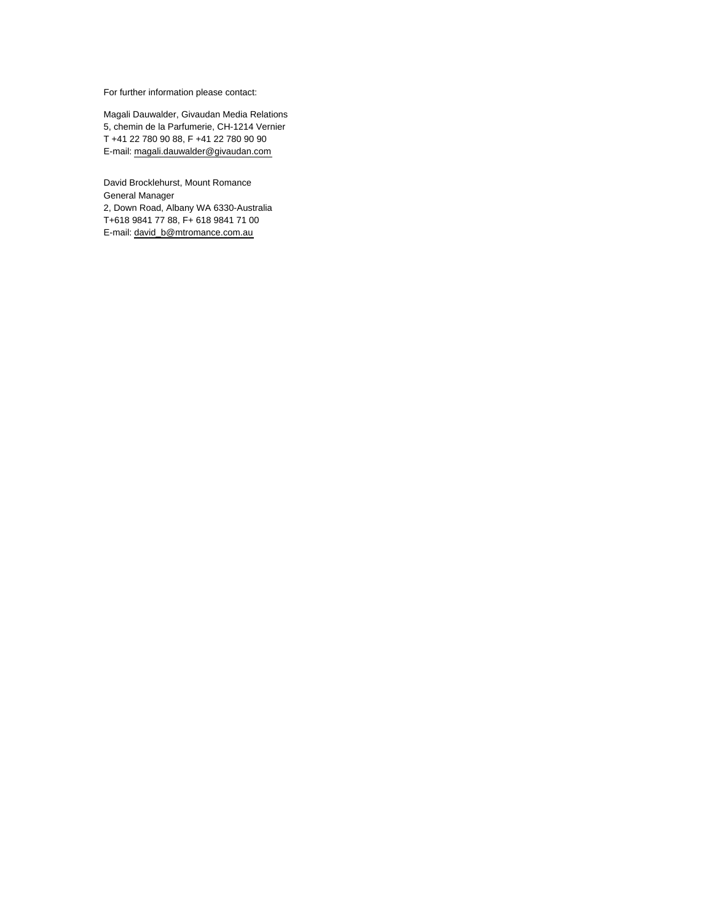For further information please contact:

Magali Dauwalder, Givaudan Media Relations
5, chemin de la Parfumerie, CH-1214 Vernier
T +41 22 780 90 88, F +41 22 780 90 90
E-mail: magali.dauwalder@givaudan.com

David Brocklehurst, Mount Romance
General Manager
2, Down Road, Albany WA 6330-Australia
T+618 9841 77 88, F+ 618 9841 71 00
E-mail: david_b@mtromance.com.au